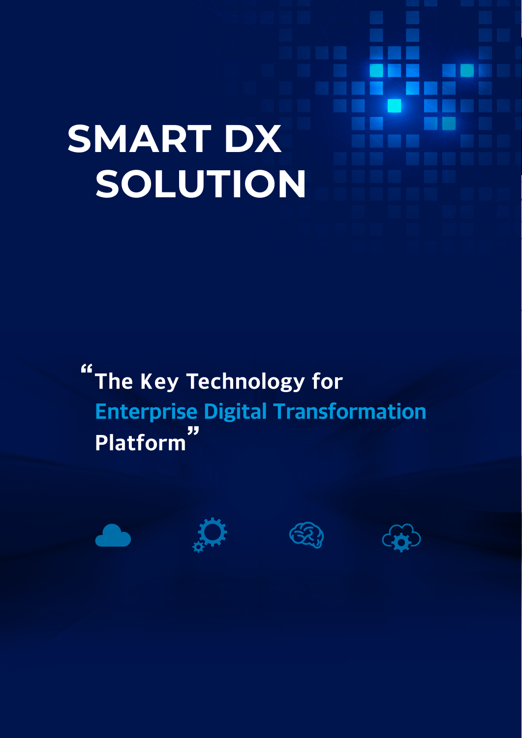# SMART DX SOLUTION

"The Key Technology for **Enterprise Digital Transformation** Platform"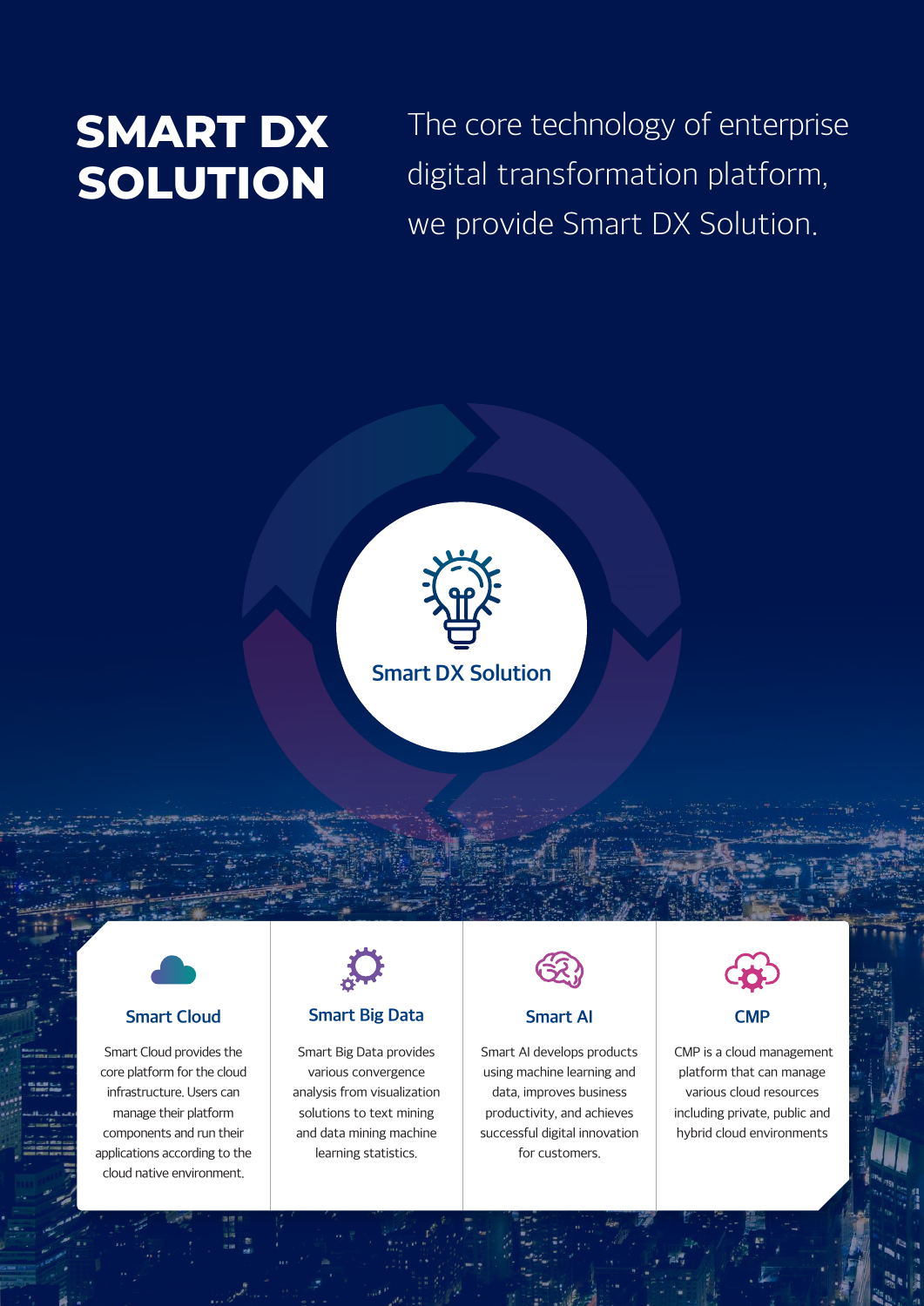# SMART DX SOLUTION

The core technology of enterprise digital transformation platform, we provide Smart DX Solution.

Smart DX Solution

### Smart Cloud

Smart Cloud provides the core platform for the cloud infrastructure. Users can manage their platform components and run their applications according to the cloud native environment.

### Smart Big Data

Smart Big Data provides various convergence analysis from visualization solutions to text mining and data mining machine learning statistics.

### Smart AI

Smart AI develops products using machine learning and data, improves business productivity, and achieves successful digital innovation for customers.

### CMP

CMP is a cloud management platform that can manage various cloud resources including private, public and hybrid cloud environments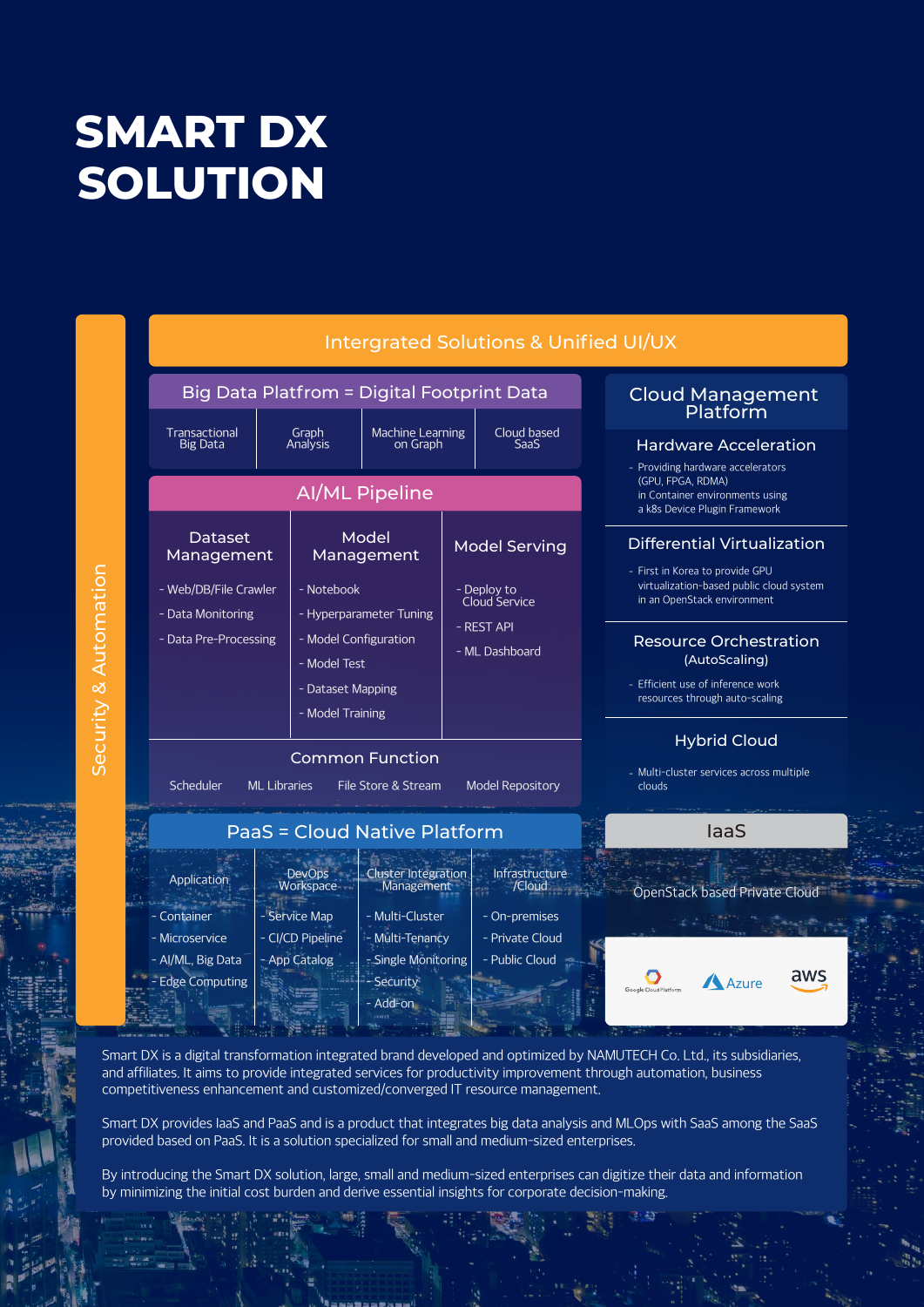# SMART DX SOLUTION

**Security & Automation**

## Intergrated Solutions & Unified UI/UX

### Big Data Platfrom = Digital Footprint Data

- Transactional Big Data
- Graph Analysis
- Machine Learning on Graph
- Cloud based SaaS

### AI/ML Pipeline

**Dataset Management**

- Web/DB/File Crawler
- Data Monitoring
- Data Pre-Processing

**Model Management**

- Notebook
- Hyperparameter Tuning
- Model Configuration
- Model Test
- Dataset Mapping
- Model Training

**Model Serving**

- Deploy to Cloud Service
- REST API
- ML Dashboard

**Common Function**

Scheduler | ML Libraries | File Store & Stream | Model Repository

### PaaS = Cloud Native Platform

**Application**

- Container
- Microservice
- AI/ML, Big Data
- Edge Computing

**DevOps Workspace**

- Service Map
- CI/CD Pipeline
- App Catalog

**Cluster Integration Management**

- Multi-Cluster
- Multi-Tenancy
- Single Monitoring
- Security
- Add-on

**Infrastructure /Cloud**

- On-premises
- Private Cloud
- Public Cloud

### Cloud Management Platform

**Hardware Acceleration**

- Providing hardware accelerators (GPU, FPGA, RDMA) in Container environments using a k8s Device Plugin Framework

**Differential Virtualization**

- First in Korea to provide GPU virtualization-based public cloud system in an OpenStack environment

**Resource Orchestration (AutoScaling)**

- Efficient use of inference work resources through auto-scaling

**Hybrid Cloud**

- Multi-cluster services across multiple clouds

### IaaS

OpenStack based Private Cloud

Google Cloud Platform | Azure | aws

Smart DX is a digital transformation integrated brand developed and optimized by NAMUTECH Co. Ltd., its subsidiaries, and affiliates. It aims to provide integrated services for productivity improvement through automation, business competitiveness enhancement and customized/converged IT resource management.

Smart DX provides IaaS and PaaS and is a product that integrates big data analysis and MLOps with SaaS among the SaaS provided based on PaaS. It is a solution specialized for small and medium-sized enterprises.

By introducing the Smart DX solution, large, small and medium-sized enterprises can digitize their data and information by minimizing the initial cost burden and derive essential insights for corporate decision-making.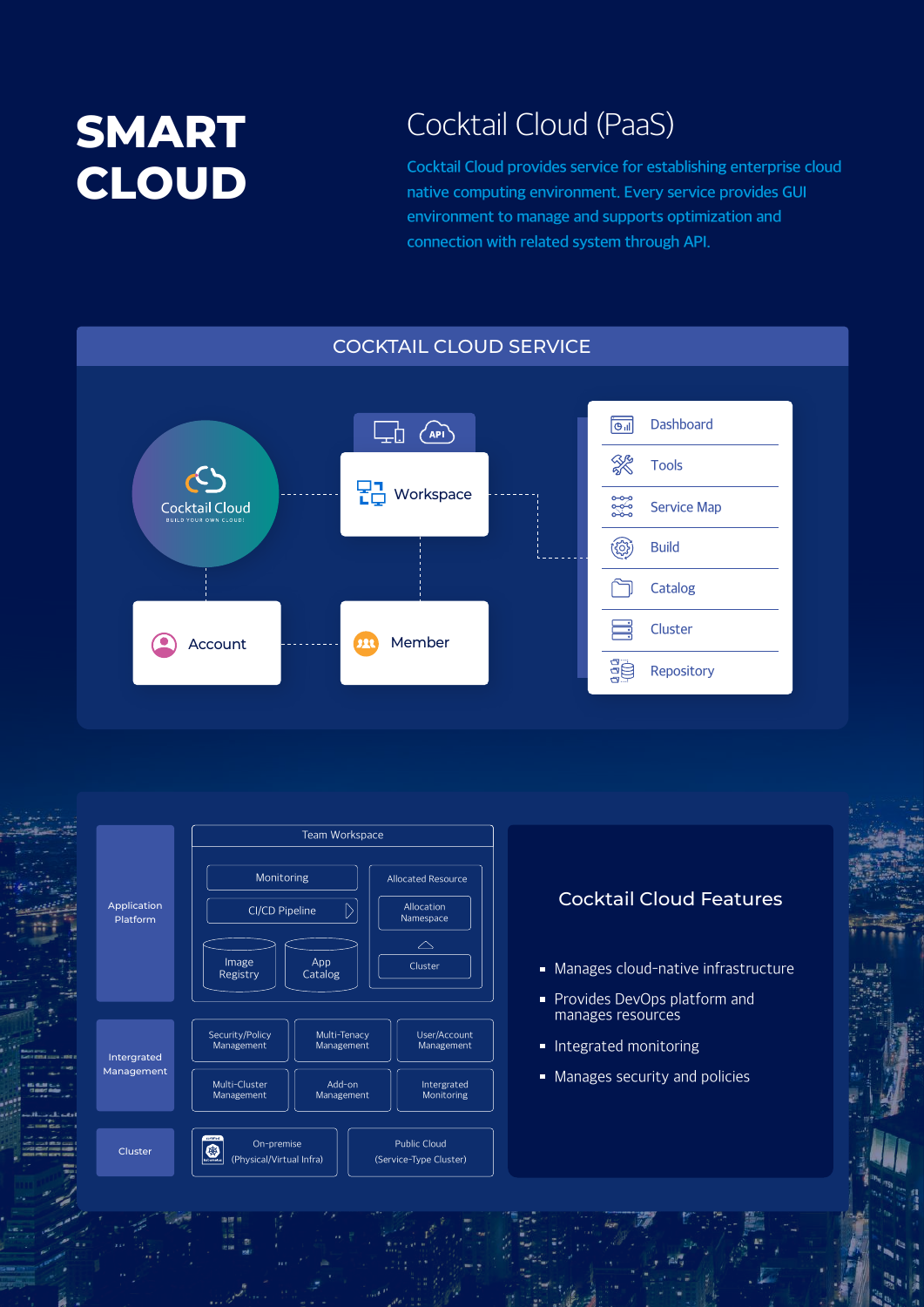# SMART CLOUD

## Cocktail Cloud (PaaS)

Cocktail Cloud provides service for establishing enterprise cloud native computing environment. Every service provides GUI environment to manage and supports optimization and connection with related system through API.

### COCKTAIL CLOUD SERVICE

Cocktail Cloud — BUILD YOUR OWN CLOUD!

- Workspace
- Account
- Member

- Dashboard
- Tools
- Service Map
- Build
- Catalog
- Cluster
- Repository

**Application Platform**

Team Workspace

- Monitoring
- CI/CD Pipeline
- Image Registry
- App Catalog
- Allocated Resource
  - Allocation Namespace
  - Cluster

**Intergrated Management**

- Security/Policy Management
- Multi-Tenacy Management
- User/Account Management
- Multi-Cluster Management
- Add-on Management
- Intergrated Monitoring

**Cluster**

- On-premise (Physical/Virtual Infra)
- Public Cloud (Service-Type Cluster)

### Cocktail Cloud Features

- Manages cloud-native infrastructure
- Provides DevOps platform and manages resources
- Integrated monitoring
- Manages security and policies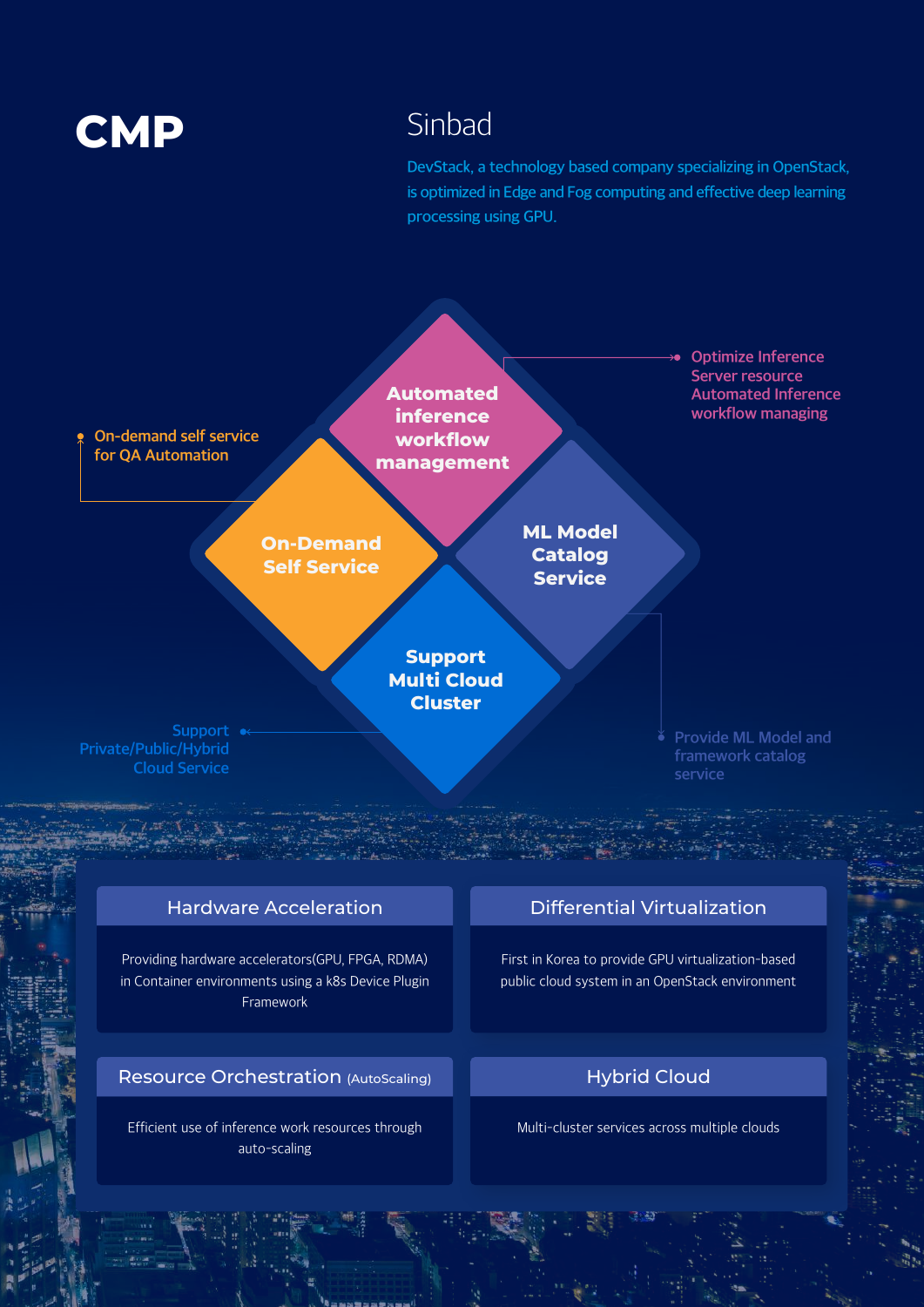# CMP

## Sinbad

DevStack, a technology based company specializing in OpenStack, is optimized in Edge and Fog computing and effective deep learning processing using GPU.

**Automated inference workflow management**

Optimize Inference Server resource Automated Inference workflow managing

**On-Demand Self Service**

On-demand self service for QA Automation

**ML Model Catalog Service**

Provide ML Model and framework catalog service

**Support Multi Cloud Cluster**

Support Private/Public/Hybrid Cloud Service

### Hardware Acceleration

Providing hardware accelerators(GPU, FPGA, RDMA) in Container environments using a k8s Device Plugin Framework

### Differential Virtualization

First in Korea to provide GPU virtualization-based public cloud system in an OpenStack environment

### Resource Orchestration (AutoScaling)

Efficient use of inference work resources through auto-scaling

### Hybrid Cloud

Multi-cluster services across multiple clouds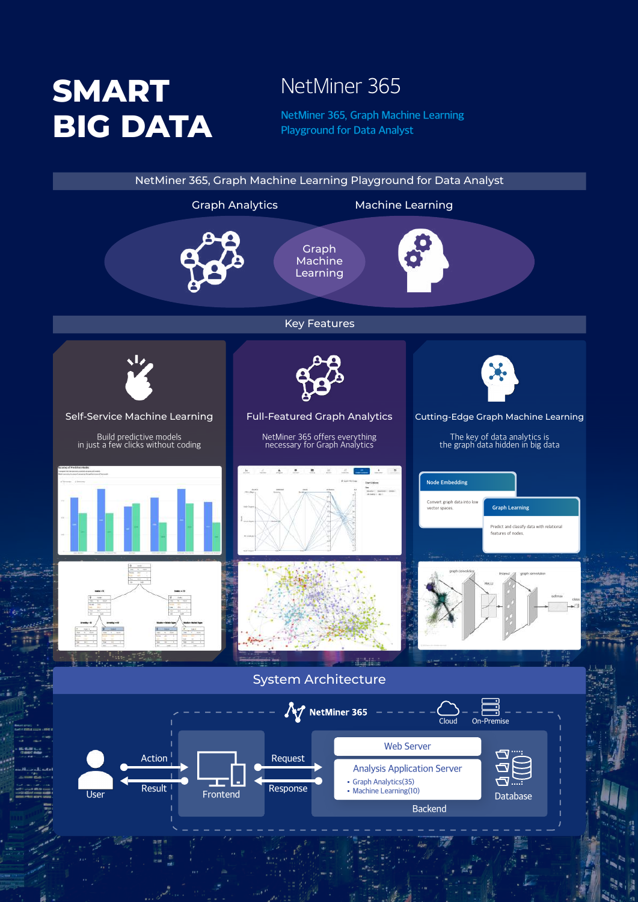# SMART BIG DATA

## NetMiner 365

NetMiner 365, Graph Machine Learning Playground for Data Analyst

### NetMiner 365, Graph Machine Learning Playground for Data Analyst

Graph Analytics

Machine Learning

Graph Machine Learning

### Key Features

**Self-Service Machine Learning**

Build predictive models in just a few clicks without coding

**Full-Featured Graph Analytics**

NetMiner 365 offers everything necessary for Graph Analytics

**Cutting-Edge Graph Machine Learning**

The key of data analytics is the graph data hidden in big data

**Node Embedding**

Convert graph data into low vector spaces.

**Graph Learning**

Predict and classify data with relational features of nodes.

### System Architecture

NetMiner 365

Cloud

On-Premise

User

Action

Result

Frontend

Request

Response

Web Server

Analysis Application Server

- Graph Analytics(35)
- Machine Learning(10)

Backend

Database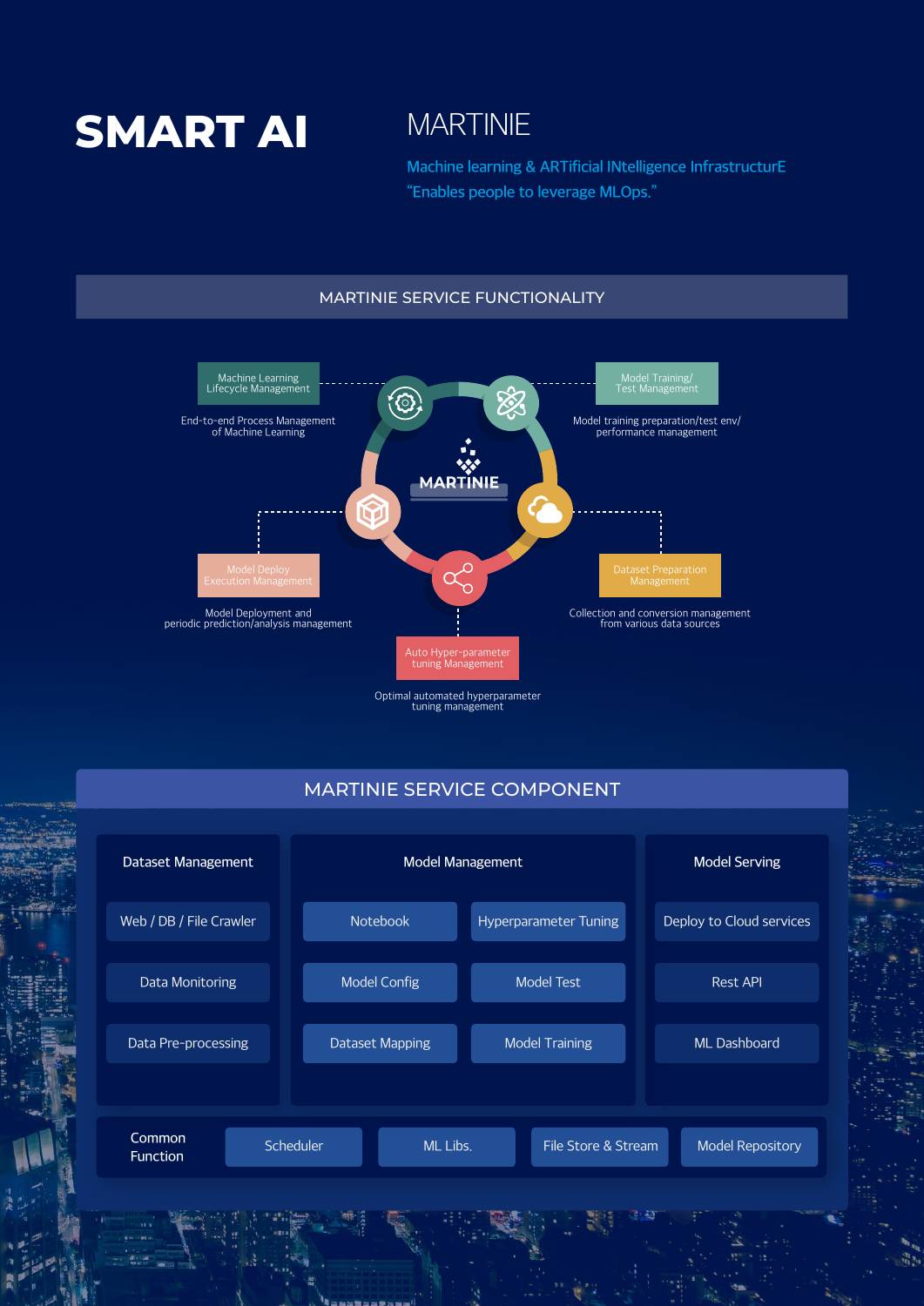# SMART AI

## MARTINIE

Machine learning & ARTificial INtelligence InfrastructurE
"Enables people to leverage MLOps."

## MARTINIE SERVICE FUNCTIONALITY

**MARTINIE**

**Machine Learning Lifecycle Management**
End-to-end Process Management of Machine Learning

**Model Training/ Test Management**
Model training preparation/test env/ performance management

**Model Deploy Execution Management**
Model Deployment and periodic prediction/analysis management

**Dataset Preparation Management**
Collection and conversion management from various data sources

**Auto Hyper-parameter tuning Management**
Optimal automated hyperparameter tuning management

## MARTINIE SERVICE COMPONENT

| Dataset Management | Model Management | | Model Serving |
|---|---|---|---|
| Web / DB / File Crawler | Notebook | Hyperparameter Tuning | Deploy to Cloud services |
| Data Monitoring | Model Config | Model Test | Rest API |
| Data Pre-processing | Dataset Mapping | Model Training | ML Dashboard |

**Common Function**: Scheduler | ML Libs. | File Store & Stream | Model Repository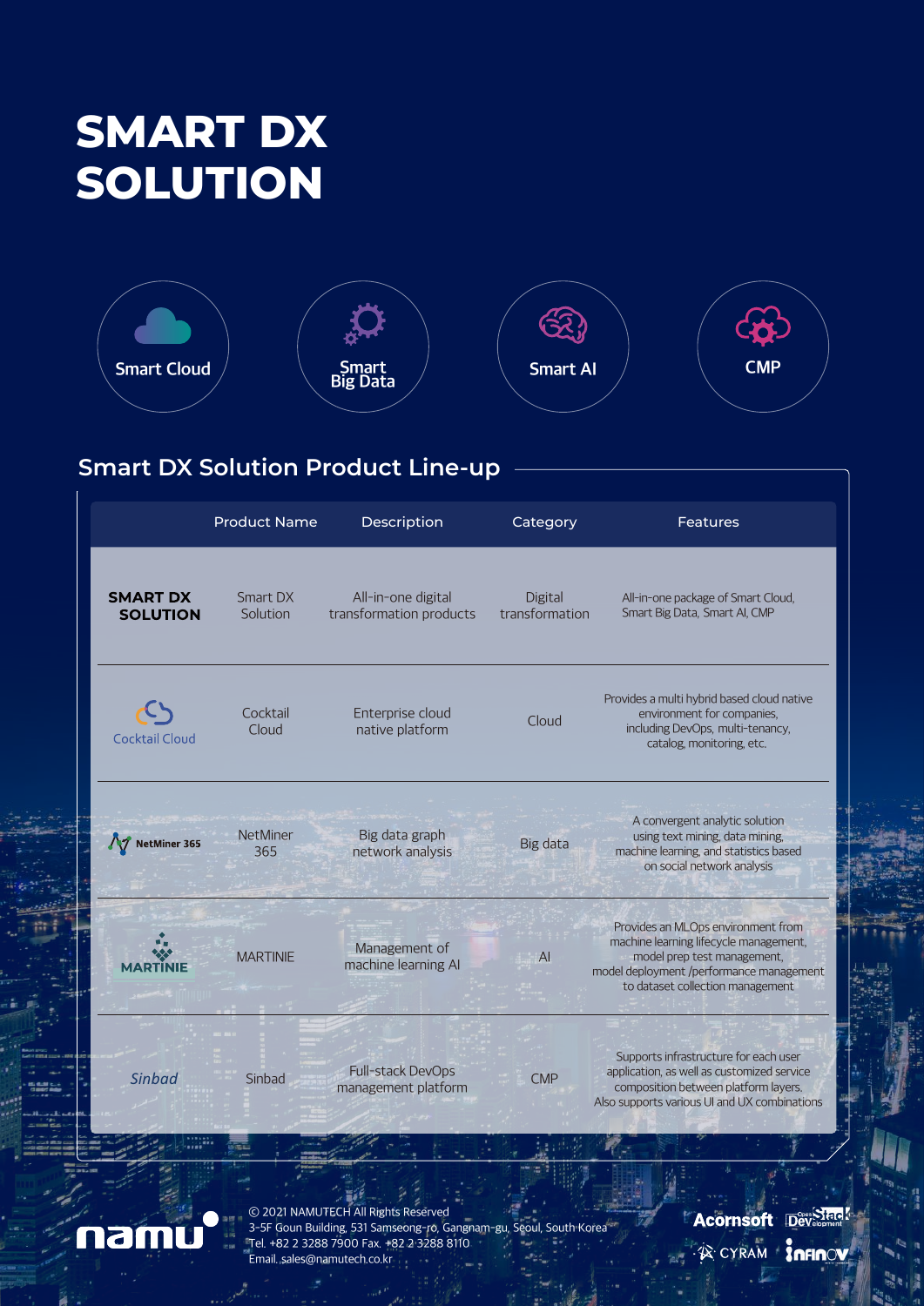# SMART DX SOLUTION

Smart Cloud

Smart Big Data

Smart AI

CMP

## Smart DX Solution Product Line-up

| | Product Name | Description | Category | Features |
|---|---|---|---|---|
| SMART DX SOLUTION | Smart DX Solution | All-in-one digital transformation products | Digital transformation | All-in-one package of Smart Cloud, Smart Big Data, Smart AI, CMP |
| Cocktail Cloud | Cocktail Cloud | Enterprise cloud native platform | Cloud | Provides a multi hybrid based cloud native environment for companies, including DevOps, multi-tenancy, catalog, monitoring, etc. |
| NetMiner 365 | NetMiner 365 | Big data graph network analysis | Big data | A convergent analytic solution using text mining, data mining, machine learning, and statistics based on social network analysis |
| MARTINIE | MARTINIE | Management of machine learning AI | AI | Provides an MLOps environment from machine learning lifecycle management, model prep test management, model deployment /performance management to dataset collection management |
| Sinbad | Sinbad | Full-stack DevOps management platform | CMP | Supports infrastructure for each user application, as well as customized service composition between platform layers. Also supports various UI and UX combinations |

namu

© 2021 NAMUTECH All Rights Reserved
3-5F Goun Building, 531 Samseong-ro, Gangnam-gu, Seoul, South Korea
Tel. +82 2 3288 7900 Fax. +82 2 3288 8110
Email. sales@namutech.co.kr

Acornsoft · OpenStack Development · CYRAM · INFINOV